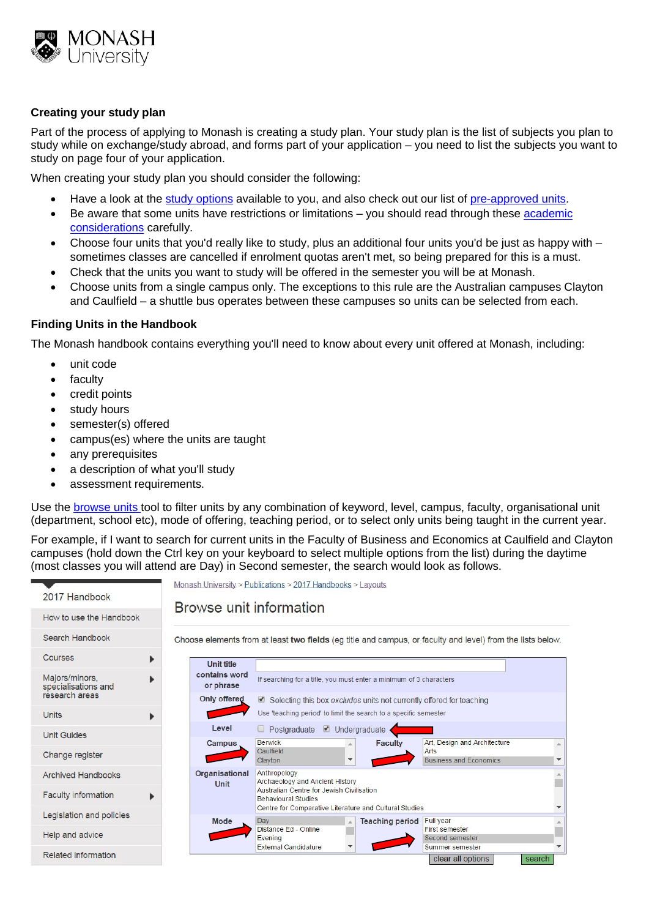### Creating your study plan

Part of the process of applying to Monash is creating a study plan. Your study plan is the list of subjects you plan to study while on exchange/study abroad, and forms part of your application – you need to list the subjects you want to study on page four of your application.

When creating your study plan you should consider the following:

- Have a look at the study options available to you, and also check out our list of pre-approved units.
- Be aware that some units have restrictions or limitations – you should read through these academic considerations carefully.
- Choose four units that you'd really like to study, plus an additional four units you'd be just as happy with – sometimes classes are cancelled if enrolment quotas aren't met, so being prepared for this is a must.
- Check that the units you want to study will be offered in the semester you will be at Monash.
- Choose units from a single campus only. The exceptions to this rule are the Australian campuses Clayton and Caulfield – a shuttle bus operates between these campuses so units can be selected from each.

### Finding Units in the Handbook

The Monash handbook contains everything you'll need to know about every unit offered at Monash, including:

- unit code
- faculty
- credit points
- study hours
- semester(s) offered
- campus(es) where the units are taught
- any prerequisites
- a description of what you'll study
- assessment requirements.

Use the browse units tool to filter units by any combination of keyword, level, campus, faculty, organisational unit (department, school etc), mode of offering, teaching period, or to select only units being taught in the current year.

For example, if I want to search for current units in the Faculty of Business and Economics at Caulfield and Clayton campuses (hold down the Ctrl key on your keyboard to select multiple options from the list) during the daytime (most classes you will attend are Day) in Second semester, the search would look as follows.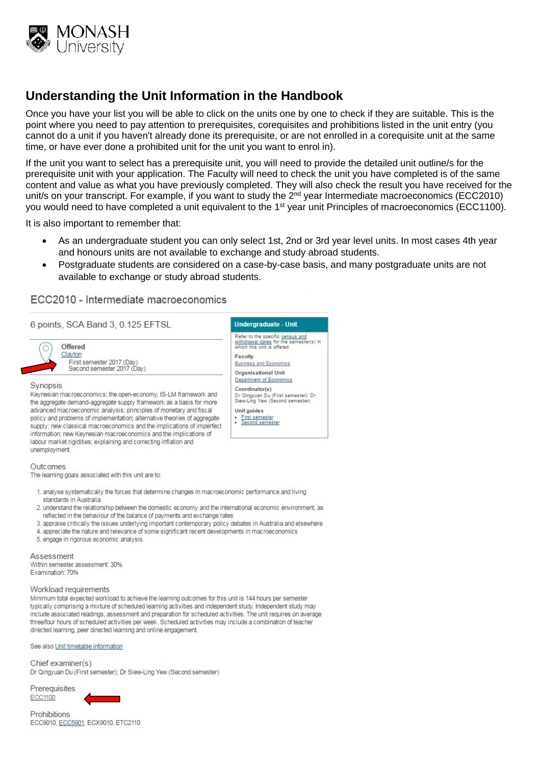# Understanding the Unit Information in the Handbook

Once you have your list you will be able to click on the units one by one to check if they are suitable. This is the point where you need to pay attention to prerequisites, corequisites and prohibitions listed in the unit entry (you cannot do a unit if you haven't already done its prerequisite, or are not enrolled in a corequisite unit at the same time, or have ever done a prohibited unit for the unit you want to enrol in).

If the unit you want to select has a prerequisite unit, you will need to provide the detailed unit outline/s for the prerequisite unit with your application. The Faculty will need to check the unit you have completed is of the same content and value as what you have previously completed. They will also check the result you have received for the unit/s on your transcript. For example, if you want to study the 2nd year Intermediate macroeconomics (ECC2010) you would need to have completed a unit equivalent to the 1st year unit Principles of macroeconomics (ECC1100).

It is also important to remember that:

- As an undergraduate student you can only select 1st, 2nd or 3rd year level units. In most cases 4th year and honours units are not available to exchange and study abroad students.
- Postgraduate students are considered on a case-by-case basis, and many postgraduate units are not available to exchange or study abroad students.

## ECC2010 - Intermediate macroeconomics

6 points, SCA Band 3, 0.125 EFTSL

**Offered**
Clayton
First semester 2017 (Day)
Second semester 2017 (Day)

**Undergraduate - Unit**

Refer to the specific census and withdrawal dates for the semester(s) in which this unit is offered.

**Faculty**
Business and Economics

**Organisational Unit**
Department of Economics

**Coordinator(s)**
Dr Qingyuan Du (First semester); Dr Siew-Ling Yew (Second semester)

**Unit guides**
- First semester
- Second semester

### Synopsis

Keynesian macroeconomics; the open-economy, IS-LM framework and the aggregate demand-aggregate supply framework as a basis for more advanced macroeconomic analysis; principles of monetary and fiscal policy and problems of implementation; alternative theories of aggregate supply; new classical macroeconomics and the implications of imperfect information; new Keynesian macroeconomics and the implications of labour market rigidities; explaining and correcting inflation and unemployment.

### Outcomes

The learning goals associated with this unit are to:

1. analyse systematically the forces that determine changes in macroeconomic performance and living standards in Australia
2. understand the relationship between the domestic economy and the international economic environment, as reflected in the behaviour of the balance of payments and exchange rates
3. appraise critically the issues underlying important contemporary policy debates in Australia and elsewhere
4. appreciate the nature and relevance of some significant recent developments in macroeconomics
5. engage in rigorous economic analysis.

### Assessment

Within semester assessment: 30%
Examination: 70%

### Workload requirements

Minimum total expected workload to achieve the learning outcomes for this unit is 144 hours per semester typically comprising a mixture of scheduled learning activities and independent study. Independent study may include associated readings, assessment and preparation for scheduled activities. The unit requires on average three/four hours of scheduled activities per week. Scheduled activities may include a combination of teacher directed learning, peer directed learning and online engagement.

See also Unit timetable information

### Chief examiner(s)

Dr Qingyuan Du (First semester); Dr Siew-Ling Yew (Second semester)

### Prerequisites

ECC1100

### Prohibitions

ECC9010, ECC5901, ECX9010, ETC2110